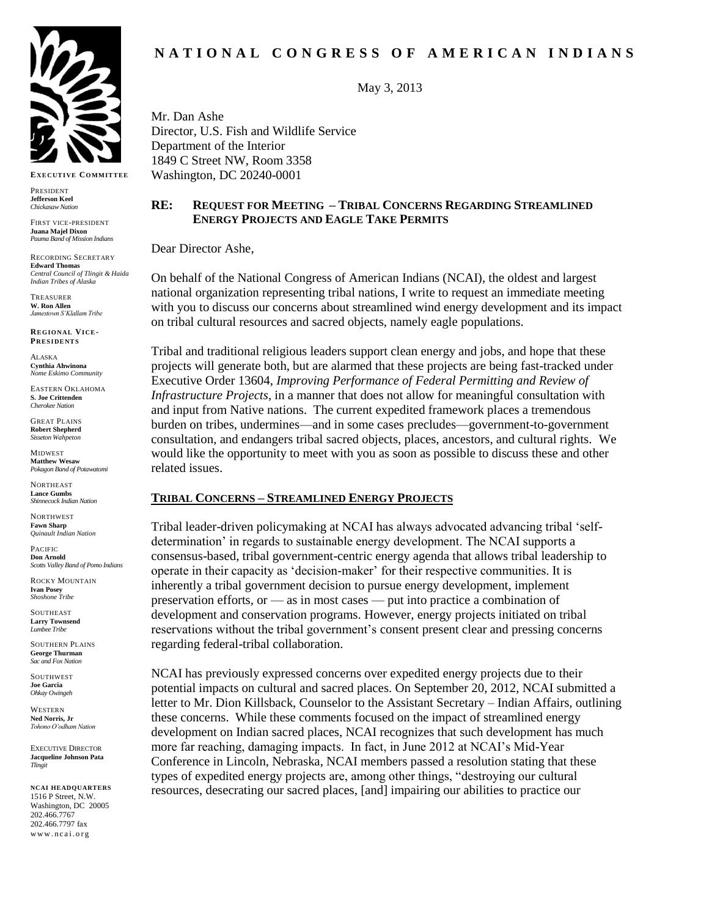# NATIONAL CONGRESS OF AMERICAN INDIANS

**EXECUTIVE COMMITTEE**

PRESIDENT
**Jefferson Keel**
*Chickasaw Nation*

FIRST VICE-PRESIDENT
**Juana Majel Dixon**
*Pauma Band of Mission Indians*

RECORDING SECRETARY
**Edward Thomas**
*Central Council of Tlingit & Haida Indian Tribes of Alaska*

TREASURER
**W. Ron Allen**
*Jamestown S'Klallam Tribe*

**REGIONAL VICE-PRESIDENTS**

ALASKA
**Cynthia Ahwinona**
*Nome Eskimo Community*

EASTERN OKLAHOMA
**S. Joe Crittenden**
*Cherokee Nation*

GREAT PLAINS
**Robert Shepherd**
*Sisseton Wahpeton*

MIDWEST
**Matthew Wesaw**
*Pokagon Band of Potawatomi*

NORTHEAST
**Lance Gumbs**
*Shinnecock Indian Nation*

NORTHWEST
**Fawn Sharp**
*Quinault Indian Nation*

PACIFIC
**Don Arnold**
*Scotts Valley Band of Pomo Indians*

ROCKY MOUNTAIN
**Ivan Posey**
*Shoshone Tribe*

SOUTHEAST
**Larry Townsend**
*Lumbee Tribe*

SOUTHERN PLAINS
**George Thurman**
*Sac and Fox Nation*

SOUTHWEST
**Joe Garcia**
*Ohkay Owingeh*

WESTERN
**Ned Norris, Jr**
*Tohono O'odham Nation*

EXECUTIVE DIRECTOR
**Jacqueline Johnson Pata**
*Tlingit*

**NCAI HEADQUARTERS**
1516 P Street, N.W.
Washington, DC 20005
202.466.7767
202.466.7797 fax
www.ncai.org

May 3, 2013

Mr. Dan Ashe
Director, U.S. Fish and Wildlife Service
Department of the Interior
1849 C Street NW, Room 3358
Washington, DC 20240-0001

**RE: REQUEST FOR MEETING – TRIBAL CONCERNS REGARDING STREAMLINED ENERGY PROJECTS AND EAGLE TAKE PERMITS**

Dear Director Ashe,

On behalf of the National Congress of American Indians (NCAI), the oldest and largest national organization representing tribal nations, I write to request an immediate meeting with you to discuss our concerns about streamlined wind energy development and its impact on tribal cultural resources and sacred objects, namely eagle populations.

Tribal and traditional religious leaders support clean energy and jobs, and hope that these projects will generate both, but are alarmed that these projects are being fast-tracked under Executive Order 13604, *Improving Performance of Federal Permitting and Review of Infrastructure Projects*, in a manner that does not allow for meaningful consultation with and input from Native nations. The current expedited framework places a tremendous burden on tribes, undermines—and in some cases precludes—government-to-government consultation, and endangers tribal sacred objects, places, ancestors, and cultural rights. We would like the opportunity to meet with you as soon as possible to discuss these and other related issues.

## TRIBAL CONCERNS – STREAMLINED ENERGY PROJECTS

Tribal leader-driven policymaking at NCAI has always advocated advancing tribal 'self-determination' in regards to sustainable energy development. The NCAI supports a consensus-based, tribal government-centric energy agenda that allows tribal leadership to operate in their capacity as 'decision-maker' for their respective communities. It is inherently a tribal government decision to pursue energy development, implement preservation efforts, or — as in most cases — put into practice a combination of development and conservation programs. However, energy projects initiated on tribal reservations without the tribal government's consent present clear and pressing concerns regarding federal-tribal collaboration.

NCAI has previously expressed concerns over expedited energy projects due to their potential impacts on cultural and sacred places. On September 20, 2012, NCAI submitted a letter to Mr. Dion Killsback, Counselor to the Assistant Secretary – Indian Affairs, outlining these concerns. While these comments focused on the impact of streamlined energy development on Indian sacred places, NCAI recognizes that such development has much more far reaching, damaging impacts. In fact, in June 2012 at NCAI's Mid-Year Conference in Lincoln, Nebraska, NCAI members passed a resolution stating that these types of expedited energy projects are, among other things, "destroying our cultural resources, desecrating our sacred places, [and] impairing our abilities to practice our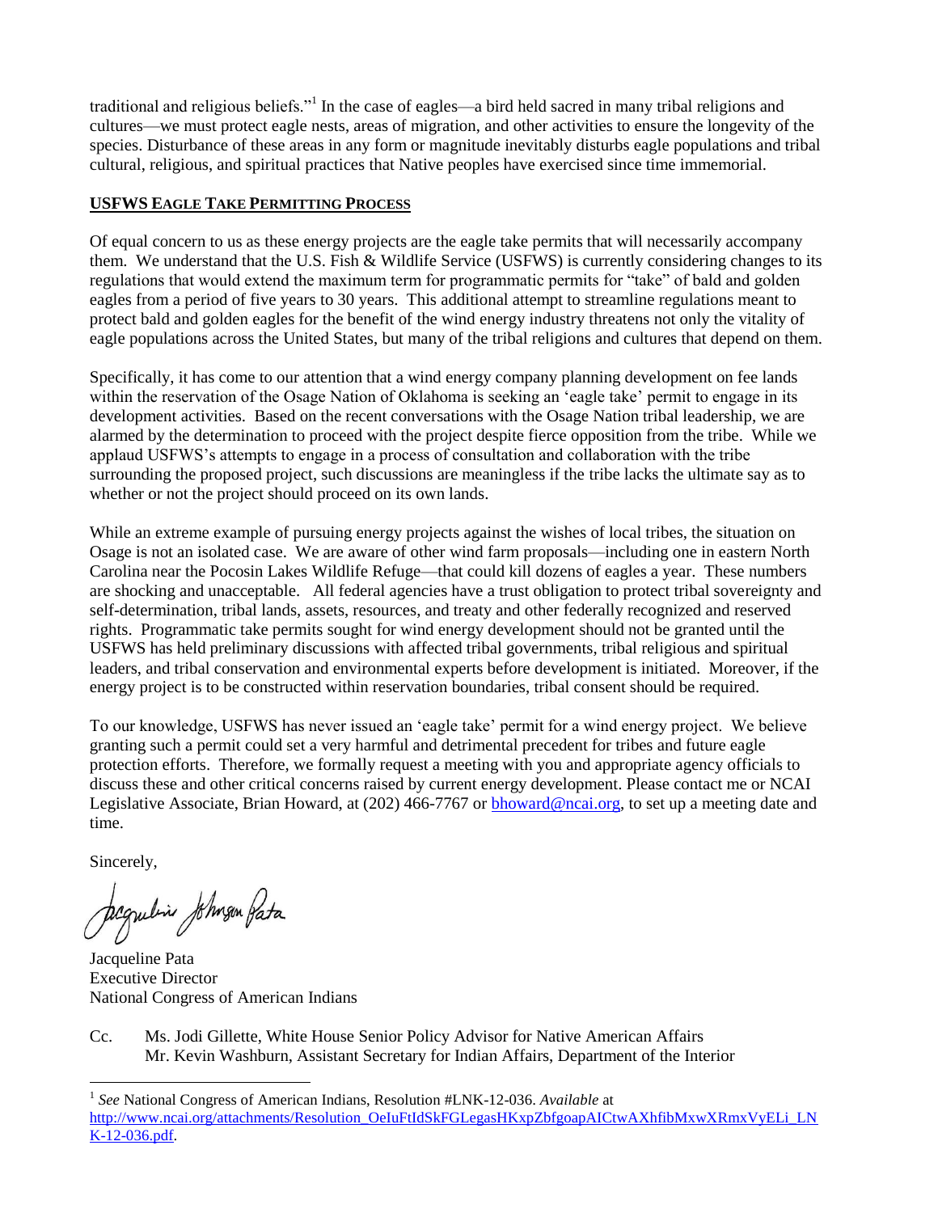traditional and religious beliefs."[1] In the case of eagles—a bird held sacred in many tribal religions and cultures—we must protect eagle nests, areas of migration, and other activities to ensure the longevity of the species. Disturbance of these areas in any form or magnitude inevitably disturbs eagle populations and tribal cultural, religious, and spiritual practices that Native peoples have exercised since time immemorial.

**USFWS EAGLE TAKE PERMITTING PROCESS**

Of equal concern to us as these energy projects are the eagle take permits that will necessarily accompany them. We understand that the U.S. Fish & Wildlife Service (USFWS) is currently considering changes to its regulations that would extend the maximum term for programmatic permits for "take" of bald and golden eagles from a period of five years to 30 years. This additional attempt to streamline regulations meant to protect bald and golden eagles for the benefit of the wind energy industry threatens not only the vitality of eagle populations across the United States, but many of the tribal religions and cultures that depend on them.

Specifically, it has come to our attention that a wind energy company planning development on fee lands within the reservation of the Osage Nation of Oklahoma is seeking an 'eagle take' permit to engage in its development activities. Based on the recent conversations with the Osage Nation tribal leadership, we are alarmed by the determination to proceed with the project despite fierce opposition from the tribe. While we applaud USFWS's attempts to engage in a process of consultation and collaboration with the tribe surrounding the proposed project, such discussions are meaningless if the tribe lacks the ultimate say as to whether or not the project should proceed on its own lands.

While an extreme example of pursuing energy projects against the wishes of local tribes, the situation on Osage is not an isolated case. We are aware of other wind farm proposals—including one in eastern North Carolina near the Pocosin Lakes Wildlife Refuge—that could kill dozens of eagles a year. These numbers are shocking and unacceptable. All federal agencies have a trust obligation to protect tribal sovereignty and self-determination, tribal lands, assets, resources, and treaty and other federally recognized and reserved rights. Programmatic take permits sought for wind energy development should not be granted until the USFWS has held preliminary discussions with affected tribal governments, tribal religious and spiritual leaders, and tribal conservation and environmental experts before development is initiated. Moreover, if the energy project is to be constructed within reservation boundaries, tribal consent should be required.

To our knowledge, USFWS has never issued an 'eagle take' permit for a wind energy project. We believe granting such a permit could set a very harmful and detrimental precedent for tribes and future eagle protection efforts. Therefore, we formally request a meeting with you and appropriate agency officials to discuss these and other critical concerns raised by current energy development. Please contact me or NCAI Legislative Associate, Brian Howard, at (202) 466-7767 or bhoward@ncai.org, to set up a meeting date and time.

Sincerely,

Jacqueline Johnson Pata

Jacqueline Pata
Executive Director
National Congress of American Indians

Cc. Ms. Jodi Gillette, White House Senior Policy Advisor for Native American Affairs
Mr. Kevin Washburn, Assistant Secretary for Indian Affairs, Department of the Interior

---

[1] *See* National Congress of American Indians, Resolution #LNK-12-036. *Available* at http://www.ncai.org/attachments/Resolution_OeIuFtIdSkFGLegasHKxpZbfgoapAICtwAXhfibMxwXRmxVyELi_LNK-12-036.pdf.